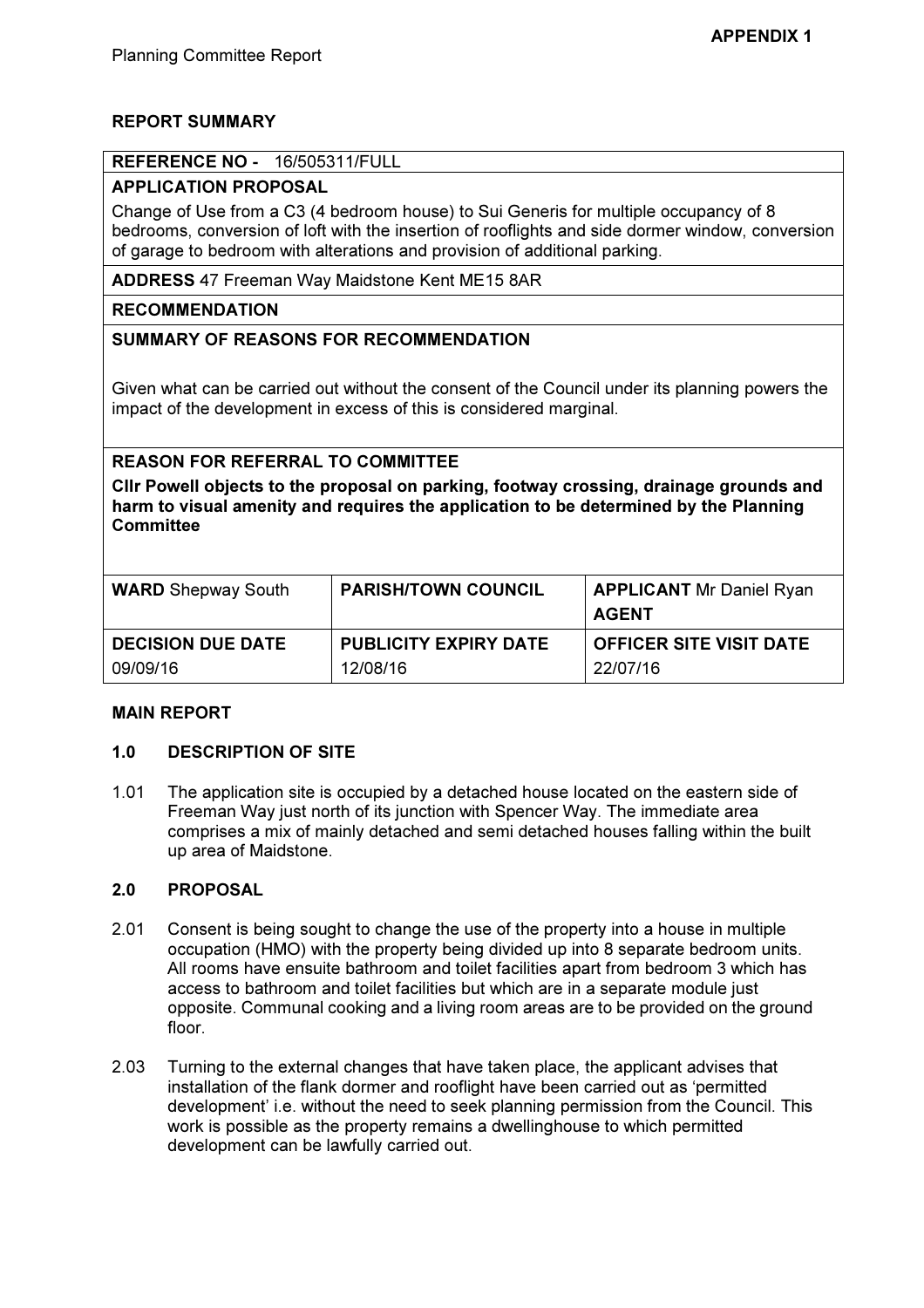**APPENDIX 1**

Planning Committee Report

## REPORT SUMMARY

**REFERENCE NO -** 16/505311/FULL

**APPLICATION PROPOSAL**

Change of Use from a C3 (4 bedroom house) to Sui Generis for multiple occupancy of 8 bedrooms, conversion of loft with the insertion of rooflights and side dormer window, conversion of garage to bedroom with alterations and provision of additional parking.

**ADDRESS** 47 Freeman Way Maidstone Kent ME15 8AR

**RECOMMENDATION**

**SUMMARY OF REASONS FOR RECOMMENDATION**

Given what can be carried out without the consent of the Council under its planning powers the impact of the development in excess of this is considered marginal.

**REASON FOR REFERRAL TO COMMITTEE**

**Cllr Powell objects to the proposal on parking, footway crossing, drainage grounds and harm to visual amenity and requires the application to be determined by the Planning Committee**

| **WARD** Shepway South | **PARISH/TOWN COUNCIL** | **APPLICANT** Mr Daniel Ryan **AGENT** |
|---|---|---|
| **DECISION DUE DATE** 09/09/16 | **PUBLICITY EXPIRY DATE** 12/08/16 | **OFFICER SITE VISIT DATE** 22/07/16 |

## MAIN REPORT

### 1.0 DESCRIPTION OF SITE

1.01 The application site is occupied by a detached house located on the eastern side of Freeman Way just north of its junction with Spencer Way. The immediate area comprises a mix of mainly detached and semi detached houses falling within the built up area of Maidstone.

### 2.0 PROPOSAL

2.01 Consent is being sought to change the use of the property into a house in multiple occupation (HMO) with the property being divided up into 8 separate bedroom units. All rooms have ensuite bathroom and toilet facilities apart from bedroom 3 which has access to bathroom and toilet facilities but which are in a separate module just opposite. Communal cooking and a living room areas are to be provided on the ground floor.

2.03 Turning to the external changes that have taken place, the applicant advises that installation of the flank dormer and rooflight have been carried out as 'permitted development' i.e. without the need to seek planning permission from the Council. This work is possible as the property remains a dwellinghouse to which permitted development can be lawfully carried out.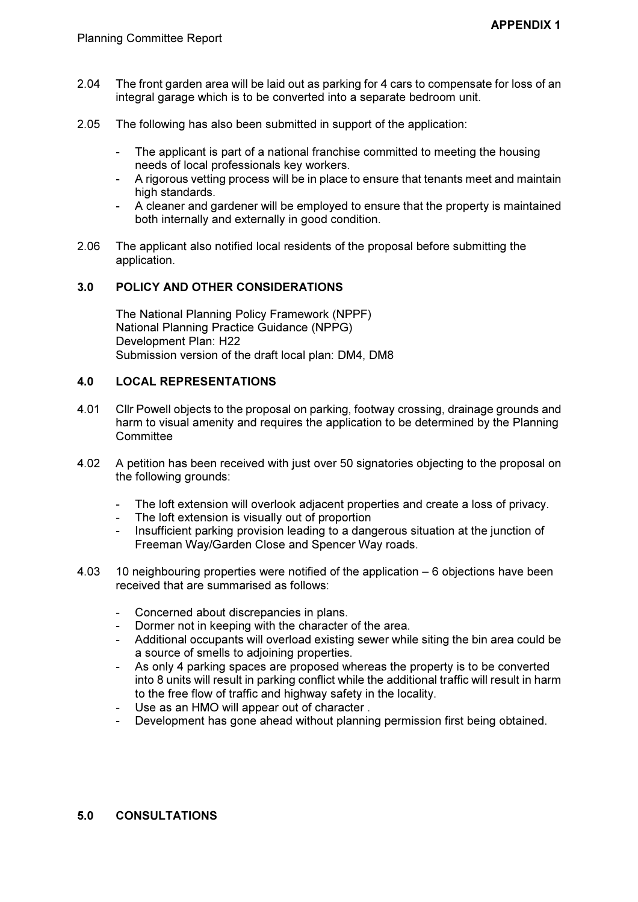2.04 The front garden area will be laid out as parking for 4 cars to compensate for loss of an integral garage which is to be converted into a separate bedroom unit.

2.05 The following has also been submitted in support of the application:

- The applicant is part of a national franchise committed to meeting the housing needs of local professionals key workers.
- A rigorous vetting process will be in place to ensure that tenants meet and maintain high standards.
- A cleaner and gardener will be employed to ensure that the property is maintained both internally and externally in good condition.

2.06 The applicant also notified local residents of the proposal before submitting the application.

## 3.0 POLICY AND OTHER CONSIDERATIONS

The National Planning Policy Framework (NPPF)
National Planning Practice Guidance (NPPG)
Development Plan: H22
Submission version of the draft local plan: DM4, DM8

## 4.0 LOCAL REPRESENTATIONS

4.01 Cllr Powell objects to the proposal on parking, footway crossing, drainage grounds and harm to visual amenity and requires the application to be determined by the Planning Committee

4.02 A petition has been received with just over 50 signatories objecting to the proposal on the following grounds:

- The loft extension will overlook adjacent properties and create a loss of privacy.
- The loft extension is visually out of proportion
- Insufficient parking provision leading to a dangerous situation at the junction of Freeman Way/Garden Close and Spencer Way roads.

4.03 10 neighbouring properties were notified of the application – 6 objections have been received that are summarised as follows:

- Concerned about discrepancies in plans.
- Dormer not in keeping with the character of the area.
- Additional occupants will overload existing sewer while siting the bin area could be a source of smells to adjoining properties.
- As only 4 parking spaces are proposed whereas the property is to be converted into 8 units will result in parking conflict while the additional traffic will result in harm to the free flow of traffic and highway safety in the locality.
- Use as an HMO will appear out of character .
- Development has gone ahead without planning permission first being obtained.

## 5.0 CONSULTATIONS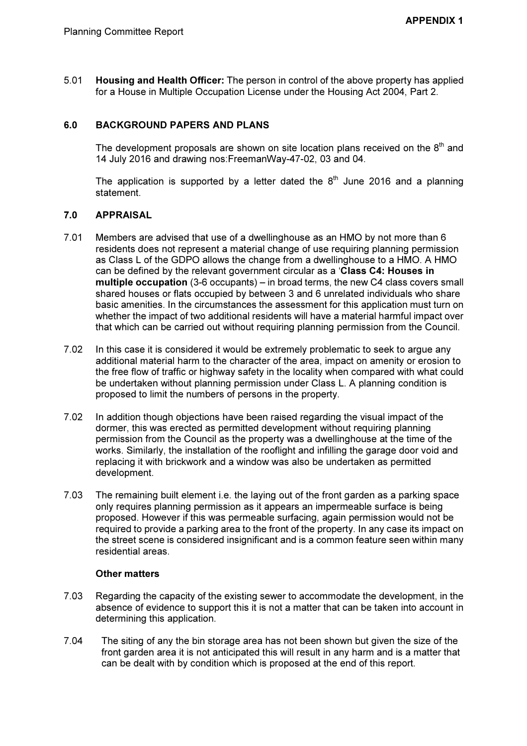5.01 **Housing and Health Officer:** The person in control of the above property has applied for a House in Multiple Occupation License under the Housing Act 2004, Part 2.

## 6.0 BACKGROUND PAPERS AND PLANS

The development proposals are shown on site location plans received on the 8th and 14 July 2016 and drawing nos:FreemanWay-47-02, 03 and 04.

The application is supported by a letter dated the 8th June 2016 and a planning statement.

## 7.0 APPRAISAL

7.01 Members are advised that use of a dwellinghouse as an HMO by not more than 6 residents does not represent a material change of use requiring planning permission as Class L of the GDPO allows the change from a dwellinghouse to a HMO. A HMO can be defined by the relevant government circular as a '**Class C4: Houses in multiple occupation** (3-6 occupants) – in broad terms, the new C4 class covers small shared houses or flats occupied by between 3 and 6 unrelated individuals who share basic amenities. In the circumstances the assessment for this application must turn on whether the impact of two additional residents will have a material harmful impact over that which can be carried out without requiring planning permission from the Council.

7.02 In this case it is considered it would be extremely problematic to seek to argue any additional material harm to the character of the area, impact on amenity or erosion to the free flow of traffic or highway safety in the locality when compared with what could be undertaken without planning permission under Class L. A planning condition is proposed to limit the numbers of persons in the property.

7.02 In addition though objections have been raised regarding the visual impact of the dormer, this was erected as permitted development without requiring planning permission from the Council as the property was a dwellinghouse at the time of the works. Similarly, the installation of the rooflight and infilling the garage door void and replacing it with brickwork and a window was also be undertaken as permitted development.

7.03 The remaining built element i.e. the laying out of the front garden as a parking space only requires planning permission as it appears an impermeable surface is being proposed. However if this was permeable surfacing, again permission would not be required to provide a parking area to the front of the property. In any case its impact on the street scene is considered insignificant and is a common feature seen within many residential areas.

**Other matters**

7.03 Regarding the capacity of the existing sewer to accommodate the development, in the absence of evidence to support this it is not a matter that can be taken into account in determining this application.

7.04 The siting of any the bin storage area has not been shown but given the size of the front garden area it is not anticipated this will result in any harm and is a matter that can be dealt with by condition which is proposed at the end of this report.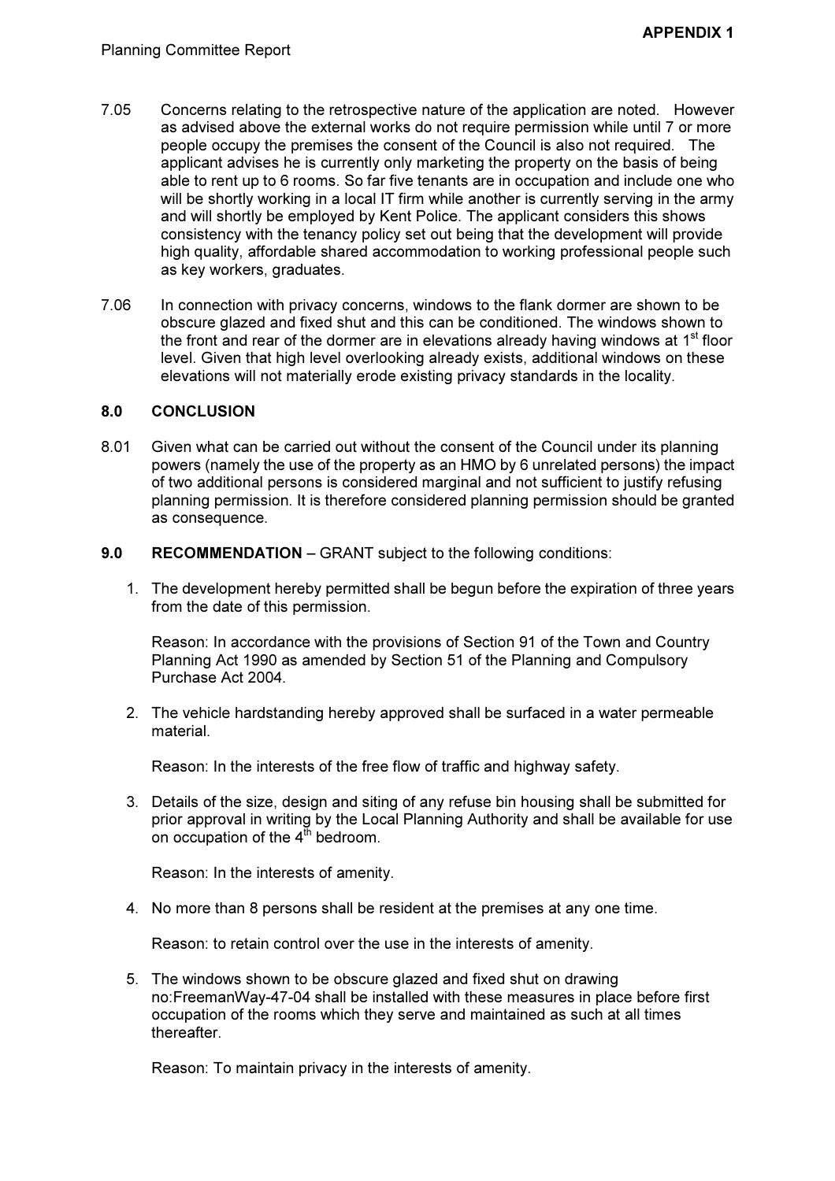7.05 Concerns relating to the retrospective nature of the application are noted. However as advised above the external works do not require permission while until 7 or more people occupy the premises the consent of the Council is also not required. The applicant advises he is currently only marketing the property on the basis of being able to rent up to 6 rooms. So far five tenants are in occupation and include one who will be shortly working in a local IT firm while another is currently serving in the army and will shortly be employed by Kent Police. The applicant considers this shows consistency with the tenancy policy set out being that the development will provide high quality, affordable shared accommodation to working professional people such as key workers, graduates.

7.06 In connection with privacy concerns, windows to the flank dormer are shown to be obscure glazed and fixed shut and this can be conditioned. The windows shown to the front and rear of the dormer are in elevations already having windows at 1st floor level. Given that high level overlooking already exists, additional windows on these elevations will not materially erode existing privacy standards in the locality.

## 8.0 CONCLUSION

8.01 Given what can be carried out without the consent of the Council under its planning powers (namely the use of the property as an HMO by 6 unrelated persons) the impact of two additional persons is considered marginal and not sufficient to justify refusing planning permission. It is therefore considered planning permission should be granted as consequence.

## 9.0 RECOMMENDATION – GRANT subject to the following conditions:

1. The development hereby permitted shall be begun before the expiration of three years from the date of this permission.

   Reason: In accordance with the provisions of Section 91 of the Town and Country Planning Act 1990 as amended by Section 51 of the Planning and Compulsory Purchase Act 2004.

2. The vehicle hardstanding hereby approved shall be surfaced in a water permeable material.

   Reason: In the interests of the free flow of traffic and highway safety.

3. Details of the size, design and siting of any refuse bin housing shall be submitted for prior approval in writing by the Local Planning Authority and shall be available for use on occupation of the 4th bedroom.

   Reason: In the interests of amenity.

4. No more than 8 persons shall be resident at the premises at any one time.

   Reason: to retain control over the use in the interests of amenity.

5. The windows shown to be obscure glazed and fixed shut on drawing no:FreemanWay-47-04 shall be installed with these measures in place before first occupation of the rooms which they serve and maintained as such at all times thereafter.

   Reason: To maintain privacy in the interests of amenity.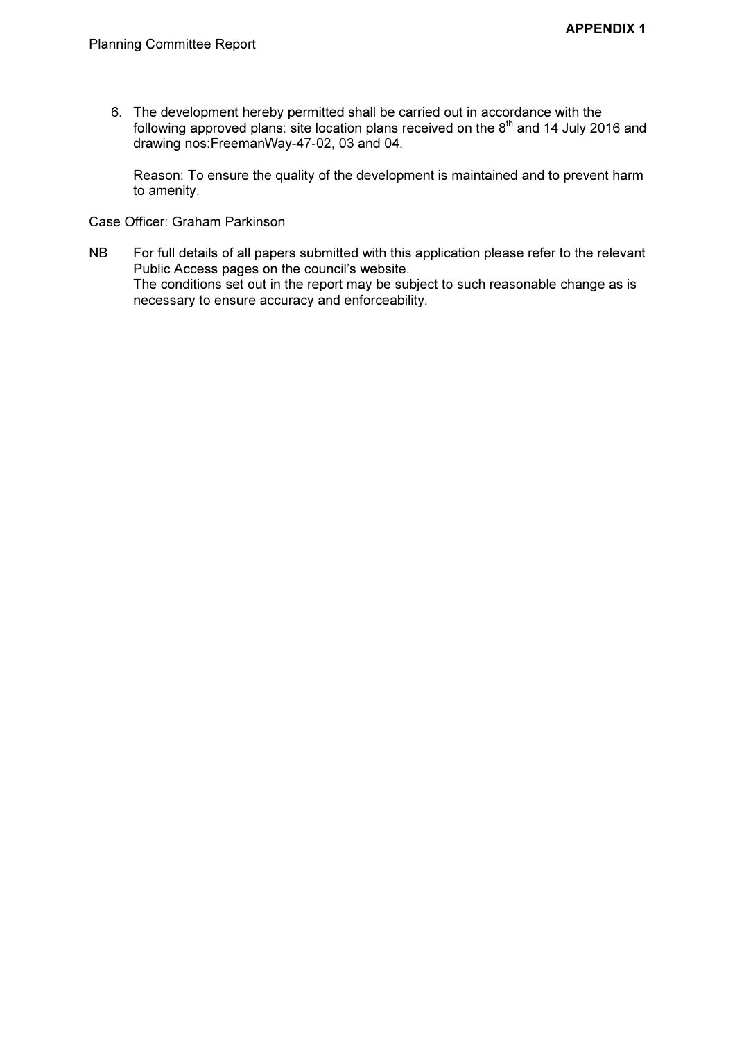6. The development hereby permitted shall be carried out in accordance with the following approved plans: site location plans received on the 8th and 14 July 2016 and drawing nos:FreemanWay-47-02, 03 and 04.

   Reason: To ensure the quality of the development is maintained and to prevent harm to amenity.

Case Officer: Graham Parkinson

NB For full details of all papers submitted with this application please refer to the relevant Public Access pages on the council's website.
The conditions set out in the report may be subject to such reasonable change as is necessary to ensure accuracy and enforceability.